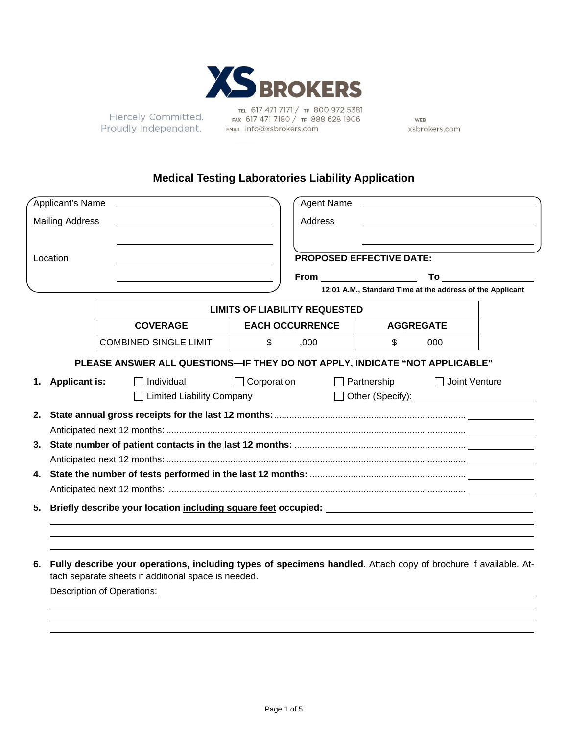XS BROKERS

Fiercely Committed.
Proudly Independent.

TEL 617 471 7171 / TF 800 972 5381
FAX 617 471 7180 / TF 888 628 1906
EMAIL info@xsbrokers.com

WEB
xsbrokers.com

# Medical Testing Laboratories Liability Application

Applicant's Name ______________________

Mailing Address ______________________

______________________

Location ______________________

______________________

Agent Name ______________________

Address ______________________

______________________

**PROPOSED EFFECTIVE DATE:**

**From** ______________ **To** ______________

**12:01 A.M., Standard Time at the address of the Applicant**

| **LIMITS OF LIABILITY REQUESTED** | | |
|---|---|---|
| **COVERAGE** | **EACH OCCURRENCE** | **AGGREGATE** |
| COMBINED SINGLE LIMIT | $ ,000 | $ ,000 |

**PLEASE ANSWER ALL QUESTIONS—IF THEY DO NOT APPLY, INDICATE "NOT APPLICABLE"**

1. **Applicant is:** ☐ Individual ☐ Corporation ☐ Partnership ☐ Joint Venture ☐ Limited Liability Company ☐ Other (Specify): ______________

2. **State annual gross receipts for the last 12 months:** ______________

   Anticipated next 12 months: ______________

3. **State number of patient contacts in the last 12 months:** ______________

   Anticipated next 12 months: ______________

4. **State the number of tests performed in the last 12 months:** ______________

   Anticipated next 12 months: ______________

5. **Briefly describe your location including square feet occupied:** ______________

6. **Fully describe your operations, including types of specimens handled.** Attach copy of brochure if available. Attach separate sheets if additional space is needed.

   Description of Operations: ______________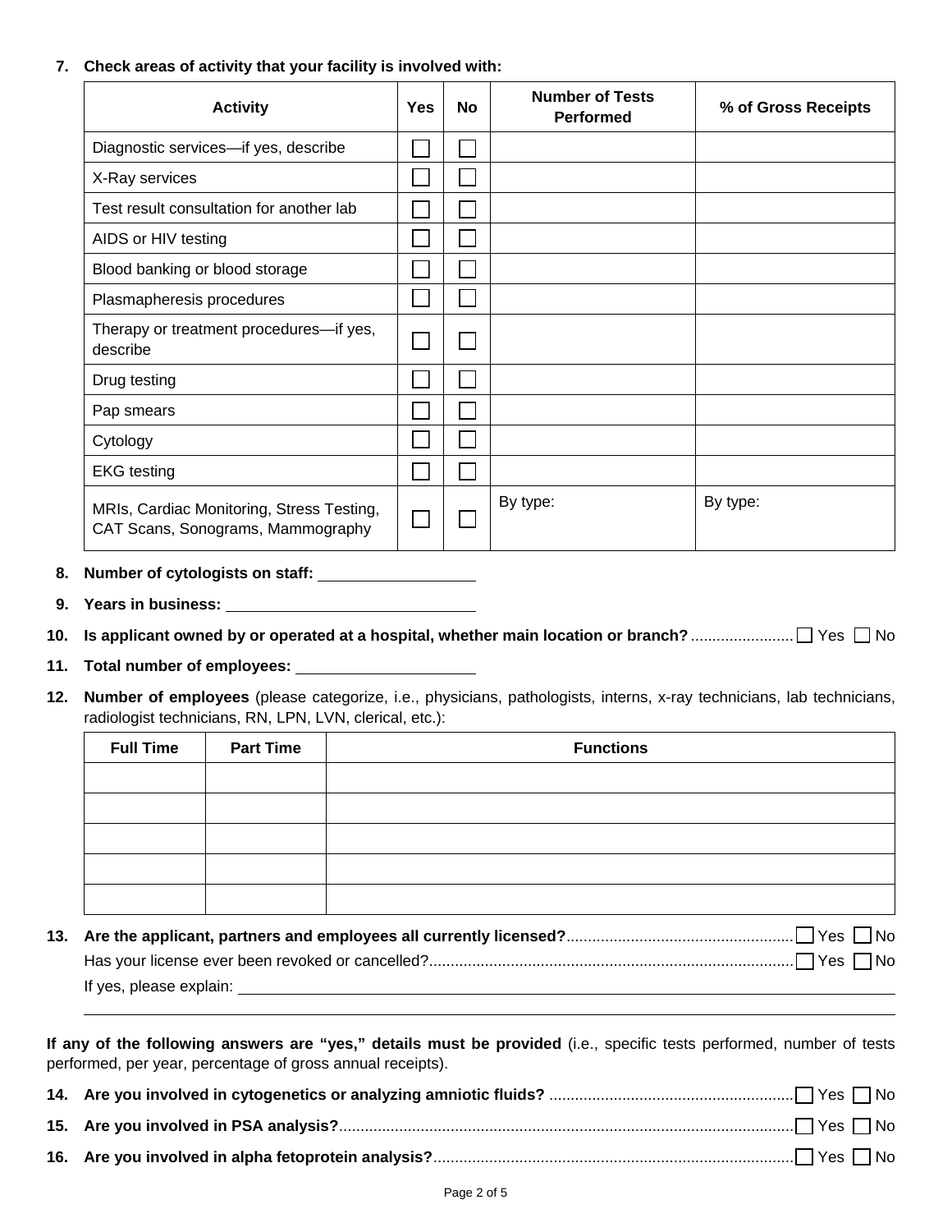**7. Check areas of activity that your facility is involved with:**

| Activity | Yes | No | Number of Tests Performed | % of Gross Receipts |
|---|---|---|---|---|
| Diagnostic services—if yes, describe | ☐ | ☐ | | |
| X-Ray services | ☐ | ☐ | | |
| Test result consultation for another lab | ☐ | ☐ | | |
| AIDS or HIV testing | ☐ | ☐ | | |
| Blood banking or blood storage | ☐ | ☐ | | |
| Plasmapheresis procedures | ☐ | ☐ | | |
| Therapy or treatment procedures—if yes, describe | ☐ | ☐ | | |
| Drug testing | ☐ | ☐ | | |
| Pap smears | ☐ | ☐ | | |
| Cytology | ☐ | ☐ | | |
| EKG testing | ☐ | ☐ | | |
| MRIs, Cardiac Monitoring, Stress Testing, CAT Scans, Sonograms, Mammography | ☐ | ☐ | By type: | By type: |

**8. Number of cytologists on staff:** ____________________

**9. Years in business:** ______________________________

**10. Is applicant owned by or operated at a hospital, whether main location or branch?** ........................ ☐ Yes ☐ No

**11. Total number of employees:** ______________________

**12. Number of employees** (please categorize, i.e., physicians, pathologists, interns, x-ray technicians, lab technicians, radiologist technicians, RN, LPN, LVN, clerical, etc.):

| Full Time | Part Time | Functions |
|---|---|---|
| | | |
| | | |
| | | |
| | | |
| | | |

**13. Are the applicant, partners and employees all currently licensed?**.................................................... ☐ Yes ☐ No

Has your license ever been revoked or cancelled?.................................................................................... ☐ Yes ☐ No

If yes, please explain: ______________________________________________________________________

______________________________________________________________________________________

**If any of the following answers are "yes," details must be provided** (i.e., specific tests performed, number of tests performed, per year, percentage of gross annual receipts).

**14. Are you involved in cytogenetics or analyzing amniotic fluids?** ........................................................ ☐ Yes ☐ No

**15. Are you involved in PSA analysis?**......................................................................................................... ☐ Yes ☐ No

**16. Are you involved in alpha fetoprotein analysis?**................................................................................... ☐ Yes ☐ No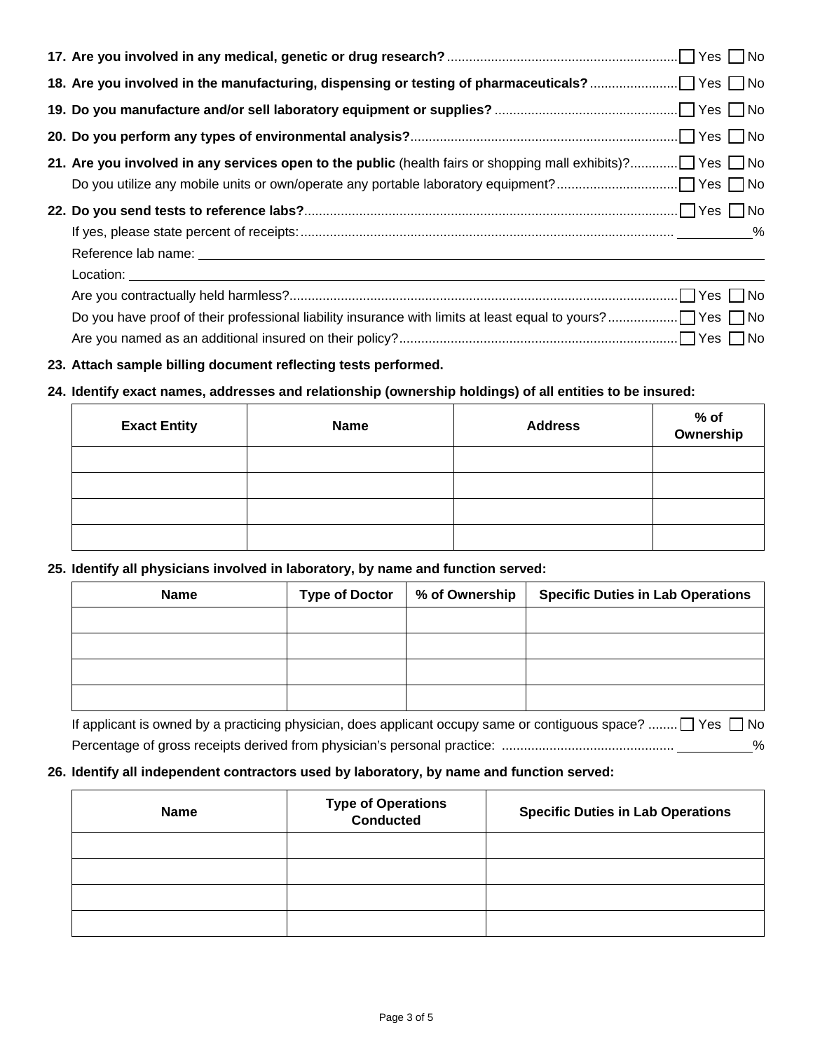**17. Are you involved in any medical, genetic or drug research?** ☐ Yes ☐ No

**18. Are you involved in the manufacturing, dispensing or testing of pharmaceuticals?** ☐ Yes ☐ No

**19. Do you manufacture and/or sell laboratory equipment or supplies?** ☐ Yes ☐ No

**20. Do you perform any types of environmental analysis?** ☐ Yes ☐ No

**21. Are you involved in any services open to the public** (health fairs or shopping mall exhibits)? ☐ Yes ☐ No

Do you utilize any mobile units or own/operate any portable laboratory equipment? ☐ Yes ☐ No

**22. Do you send tests to reference labs?** ☐ Yes ☐ No

If yes, please state percent of receipts: ________%

Reference lab name: ________________________________

Location: ________________________________

Are you contractually held harmless? ☐ Yes ☐ No

Do you have proof of their professional liability insurance with limits at least equal to yours? ☐ Yes ☐ No

Are you named as an additional insured on their policy? ☐ Yes ☐ No

**23. Attach sample billing document reflecting tests performed.**

**24. Identify exact names, addresses and relationship (ownership holdings) of all entities to be insured:**

| Exact Entity | Name | Address | % of Ownership |
|---|---|---|---|
| | | | |
| | | | |
| | | | |
| | | | |

**25. Identify all physicians involved in laboratory, by name and function served:**

| Name | Type of Doctor | % of Ownership | Specific Duties in Lab Operations |
|---|---|---|---|
| | | | |
| | | | |
| | | | |
| | | | |

If applicant is owned by a practicing physician, does applicant occupy same or contiguous space? ☐ Yes ☐ No

Percentage of gross receipts derived from physician's personal practice: ________%

**26. Identify all independent contractors used by laboratory, by name and function served:**

| Name | Type of Operations Conducted | Specific Duties in Lab Operations |
|---|---|---|
| | | |
| | | |
| | | |
| | | |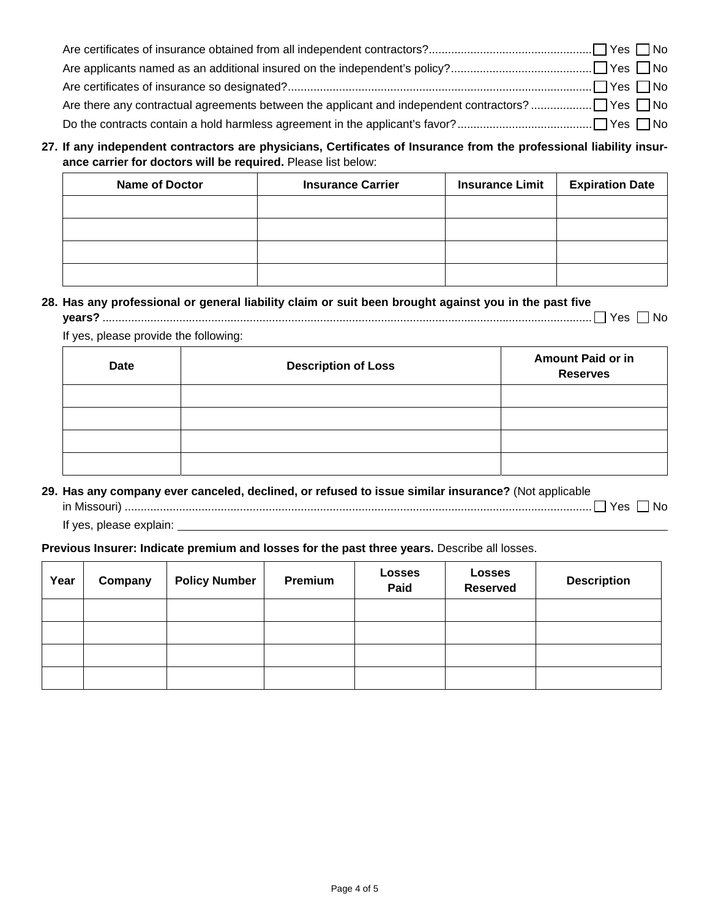Are certificates of insurance obtained from all independent contractors? ☐ Yes ☐ No

Are applicants named as an additional insured on the independent's policy? ☐ Yes ☐ No

Are certificates of insurance so designated? ☐ Yes ☐ No

Are there any contractual agreements between the applicant and independent contractors? ☐ Yes ☐ No

Do the contracts contain a hold harmless agreement in the applicant's favor? ☐ Yes ☐ No

**27. If any independent contractors are physicians, Certificates of Insurance from the professional liability insurance carrier for doctors will be required.** Please list below:

| Name of Doctor | Insurance Carrier | Insurance Limit | Expiration Date |
|---|---|---|---|
| | | | |
| | | | |
| | | | |
| | | | |

**28. Has any professional or general liability claim or suit been brought against you in the past five years?** ☐ Yes ☐ No

If yes, please provide the following:

| Date | Description of Loss | Amount Paid or in Reserves |
|---|---|---|
| | | |
| | | |
| | | |
| | | |

**29. Has any company ever canceled, declined, or refused to issue similar insurance?** (Not applicable in Missouri) ☐ Yes ☐ No

If yes, please explain: \_\_\_\_\_\_\_\_\_\_\_\_\_\_\_\_\_\_\_\_

**Previous Insurer: Indicate premium and losses for the past three years.** Describe all losses.

| Year | Company | Policy Number | Premium | Losses Paid | Losses Reserved | Description |
|---|---|---|---|---|---|---|
| | | | | | | |
| | | | | | | |
| | | | | | | |
| | | | | | | |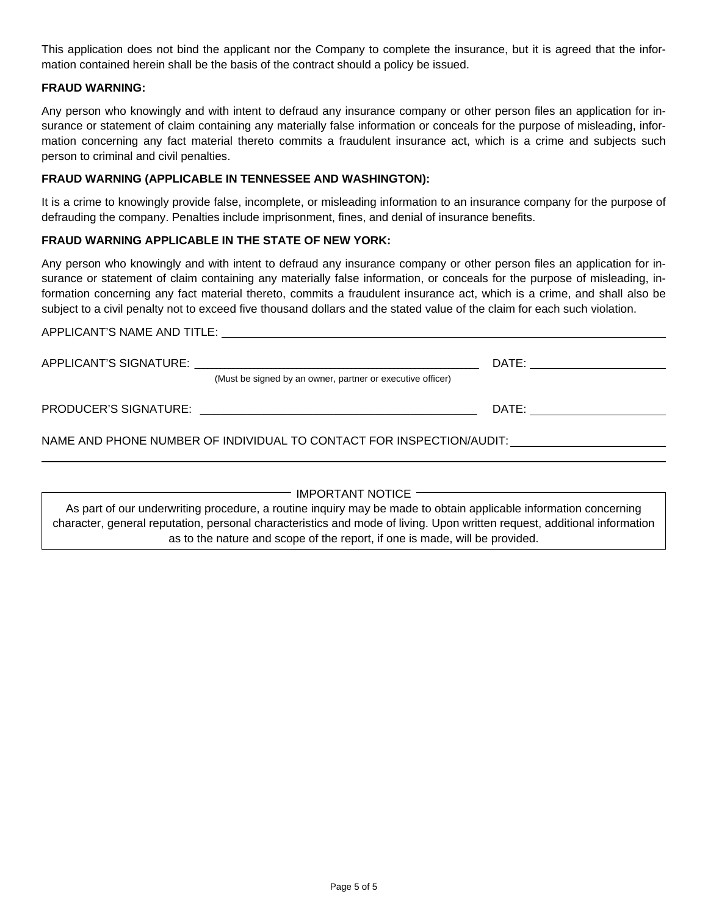This application does not bind the applicant nor the Company to complete the insurance, but it is agreed that the information contained herein shall be the basis of the contract should a policy be issued.

**FRAUD WARNING:**

Any person who knowingly and with intent to defraud any insurance company or other person files an application for insurance or statement of claim containing any materially false information or conceals for the purpose of misleading, information concerning any fact material thereto commits a fraudulent insurance act, which is a crime and subjects such person to criminal and civil penalties.

**FRAUD WARNING (APPLICABLE IN TENNESSEE AND WASHINGTON):**

It is a crime to knowingly provide false, incomplete, or misleading information to an insurance company for the purpose of defrauding the company. Penalties include imprisonment, fines, and denial of insurance benefits.

**FRAUD WARNING APPLICABLE IN THE STATE OF NEW YORK:**

Any person who knowingly and with intent to defraud any insurance company or other person files an application for insurance or statement of claim containing any materially false information, or conceals for the purpose of misleading, information concerning any fact material thereto, commits a fraudulent insurance act, which is a crime, and shall also be subject to a civil penalty not to exceed five thousand dollars and the stated value of the claim for each such violation.

APPLICANT'S NAME AND TITLE: ______________________________________________

APPLICANT'S SIGNATURE: ______________________________ DATE: ______________
(Must be signed by an owner, partner or executive officer)

PRODUCER'S SIGNATURE: ______________________________ DATE: ______________

NAME AND PHONE NUMBER OF INDIVIDUAL TO CONTACT FOR INSPECTION/AUDIT: ______________

**IMPORTANT NOTICE**

As part of our underwriting procedure, a routine inquiry may be made to obtain applicable information concerning character, general reputation, personal characteristics and mode of living. Upon written request, additional information as to the nature and scope of the report, if one is made, will be provided.